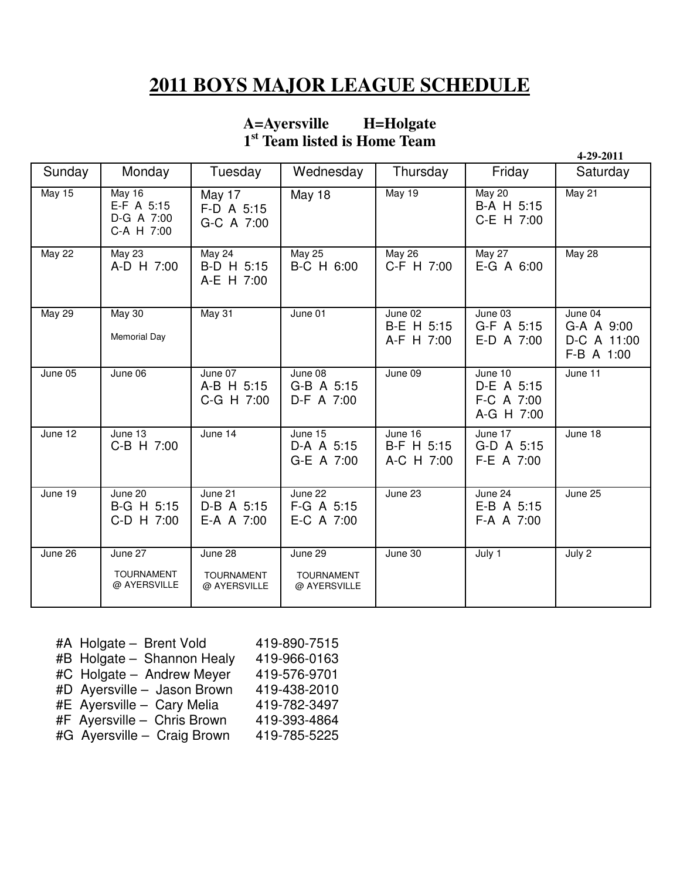# 2011 BOYS MAJOR LEAGUE SCHEDULE

**A=Ayersville H=Holgate**
**1st Team listed is Home Team**

**4-29-2011**

| Sunday | Monday | Tuesday | Wednesday | Thursday | Friday | Saturday |
|---|---|---|---|---|---|---|
| May 15 | May 16<br>E-F A 5:15<br>D-G A 7:00<br>C-A H 7:00 | May 17<br>F-D A 5:15<br>G-C A 7:00 | May 18 | May 19 | May 20<br>B-A H 5:15<br>C-E H 7:00 | May 21 |
| May 22 | May 23<br>A-D H 7:00 | May 24<br>B-D H 5:15<br>A-E H 7:00 | May 25<br>B-C H 6:00 | May 26<br>C-F H 7:00 | May 27<br>E-G A 6:00 | May 28 |
| May 29 | May 30<br>Memorial Day | May 31 | June 01 | June 02<br>B-E H 5:15<br>A-F H 7:00 | June 03<br>G-F A 5:15<br>E-D A 7:00 | June 04<br>G-A A 9:00<br>D-C A 11:00<br>F-B A 1:00 |
| June 05 | June 06 | June 07<br>A-B H 5:15<br>C-G H 7:00 | June 08<br>G-B A 5:15<br>D-F A 7:00 | June 09 | June 10<br>D-E A 5:15<br>F-C A 7:00<br>A-G H 7:00 | June 11 |
| June 12 | June 13<br>C-B H 7:00 | June 14 | June 15<br>D-A A 5:15<br>G-E A 7:00 | June 16<br>B-F H 5:15<br>A-C H 7:00 | June 17<br>G-D A 5:15<br>F-E A 7:00 | June 18 |
| June 19 | June 20<br>B-G H 5:15<br>C-D H 7:00 | June 21<br>D-B A 5:15<br>E-A A 7:00 | June 22<br>F-G A 5:15<br>E-C A 7:00 | June 23 | June 24<br>E-B A 5:15<br>F-A A 7:00 | June 25 |
| June 26 | June 27<br>TOURNAMENT<br>@ AYERSVILLE | June 28<br>TOURNAMENT<br>@ AYERSVILLE | June 29<br>TOURNAMENT<br>@ AYERSVILLE | June 30 | July 1 | July 2 |

| | |
|---|---|
| #A Holgate – Brent Vold | 419-890-7515 |
| #B Holgate – Shannon Healy | 419-966-0163 |
| #C Holgate – Andrew Meyer | 419-576-9701 |
| #D Ayersville – Jason Brown | 419-438-2010 |
| #E Ayersville – Cary Melia | 419-782-3497 |
| #F Ayersville – Chris Brown | 419-393-4864 |
| #G Ayersville – Craig Brown | 419-785-5225 |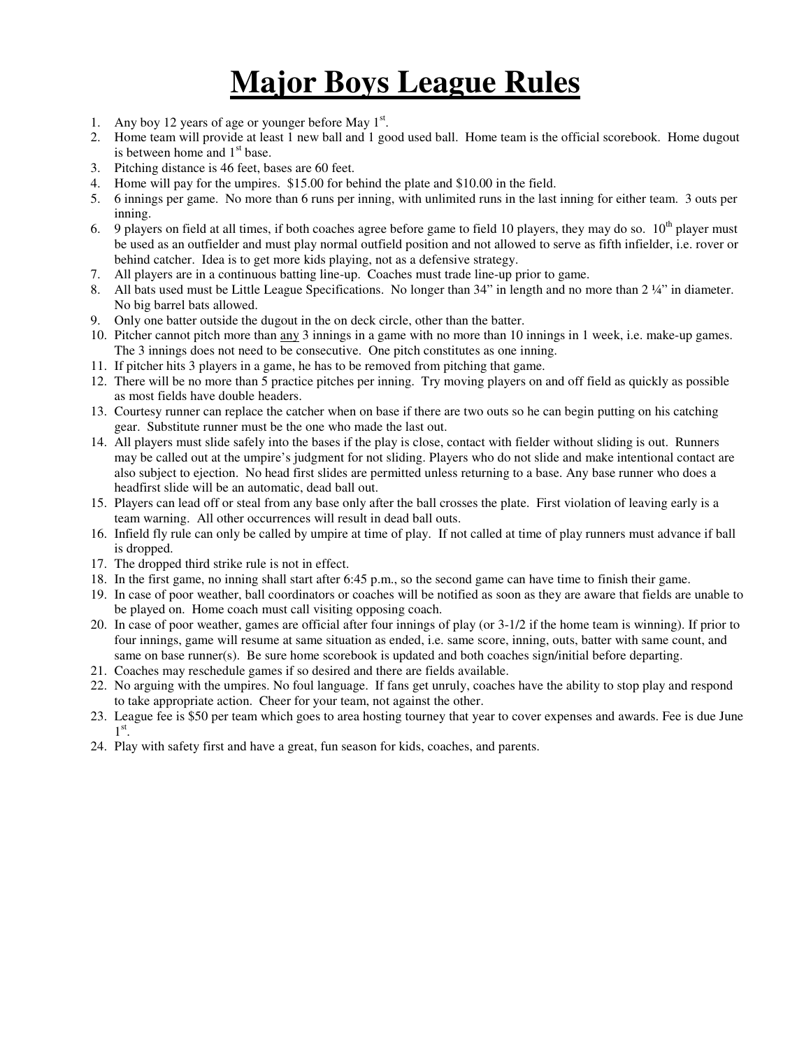# Major Boys League Rules

1. Any boy 12 years of age or younger before May 1st.
2. Home team will provide at least 1 new ball and 1 good used ball. Home team is the official scorebook. Home dugout is between home and 1st base.
3. Pitching distance is 46 feet, bases are 60 feet.
4. Home will pay for the umpires. $15.00 for behind the plate and $10.00 in the field.
5. 6 innings per game. No more than 6 runs per inning, with unlimited runs in the last inning for either team. 3 outs per inning.
6. 9 players on field at all times, if both coaches agree before game to field 10 players, they may do so. 10th player must be used as an outfielder and must play normal outfield position and not allowed to serve as fifth infielder, i.e. rover or behind catcher. Idea is to get more kids playing, not as a defensive strategy.
7. All players are in a continuous batting line-up. Coaches must trade line-up prior to game.
8. All bats used must be Little League Specifications. No longer than 34" in length and no more than 2 ¼" in diameter. No big barrel bats allowed.
9. Only one batter outside the dugout in the on deck circle, other than the batter.
10. Pitcher cannot pitch more than <u>any</u> 3 innings in a game with no more than 10 innings in 1 week, i.e. make-up games. The 3 innings does not need to be consecutive. One pitch constitutes as one inning.
11. If pitcher hits 3 players in a game, he has to be removed from pitching that game.
12. There will be no more than 5 practice pitches per inning. Try moving players on and off field as quickly as possible as most fields have double headers.
13. Courtesy runner can replace the catcher when on base if there are two outs so he can begin putting on his catching gear. Substitute runner must be the one who made the last out.
14. All players must slide safely into the bases if the play is close, contact with fielder without sliding is out. Runners may be called out at the umpire's judgment for not sliding. Players who do not slide and make intentional contact are also subject to ejection. No head first slides are permitted unless returning to a base. Any base runner who does a headfirst slide will be an automatic, dead ball out.
15. Players can lead off or steal from any base only after the ball crosses the plate. First violation of leaving early is a team warning. All other occurrences will result in dead ball outs.
16. Infield fly rule can only be called by umpire at time of play. If not called at time of play runners must advance if ball is dropped.
17. The dropped third strike rule is not in effect.
18. In the first game, no inning shall start after 6:45 p.m., so the second game can have time to finish their game.
19. In case of poor weather, ball coordinators or coaches will be notified as soon as they are aware that fields are unable to be played on. Home coach must call visiting opposing coach.
20. In case of poor weather, games are official after four innings of play (or 3-1/2 if the home team is winning). If prior to four innings, game will resume at same situation as ended, i.e. same score, inning, outs, batter with same count, and same on base runner(s). Be sure home scorebook is updated and both coaches sign/initial before departing.
21. Coaches may reschedule games if so desired and there are fields available.
22. No arguing with the umpires. No foul language. If fans get unruly, coaches have the ability to stop play and respond to take appropriate action. Cheer for your team, not against the other.
23. League fee is $50 per team which goes to area hosting tourney that year to cover expenses and awards. Fee is due June 1st.
24. Play with safety first and have a great, fun season for kids, coaches, and parents.